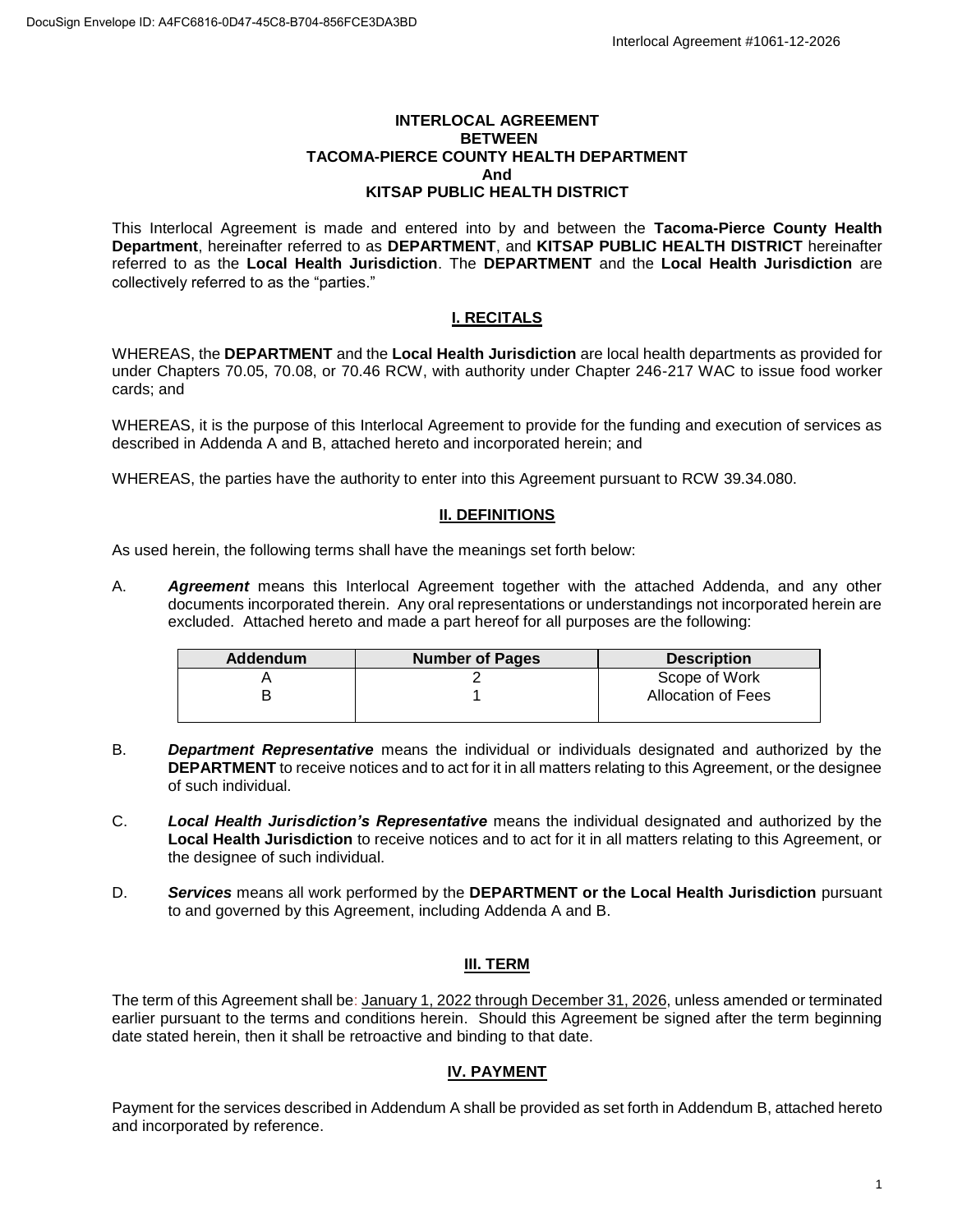**INTERLOCAL AGREEMENT**
**BETWEEN**
**TACOMA-PIERCE COUNTY HEALTH DEPARTMENT**
**And**
**KITSAP PUBLIC HEALTH DISTRICT**

This Interlocal Agreement is made and entered into by and between the **Tacoma-Pierce County Health Department**, hereinafter referred to as **DEPARTMENT**, and **KITSAP PUBLIC HEALTH DISTRICT** hereinafter referred to as the **Local Health Jurisdiction**. The **DEPARTMENT** and the **Local Health Jurisdiction** are collectively referred to as the "parties."

## I. RECITALS

WHEREAS, the **DEPARTMENT** and the **Local Health Jurisdiction** are local health departments as provided for under Chapters 70.05, 70.08, or 70.46 RCW, with authority under Chapter 246-217 WAC to issue food worker cards; and

WHEREAS, it is the purpose of this Interlocal Agreement to provide for the funding and execution of services as described in Addenda A and B, attached hereto and incorporated herein; and

WHEREAS, the parties have the authority to enter into this Agreement pursuant to RCW 39.34.080.

## II. DEFINITIONS

As used herein, the following terms shall have the meanings set forth below:

A. ***Agreement*** means this Interlocal Agreement together with the attached Addenda, and any other documents incorporated therein. Any oral representations or understandings not incorporated herein are excluded. Attached hereto and made a part hereof for all purposes are the following:

| Addendum | Number of Pages | Description |
|---|---|---|
| A | 2 | Scope of Work |
| B | 1 | Allocation of Fees |

B. ***Department Representative*** means the individual or individuals designated and authorized by the **DEPARTMENT** to receive notices and to act for it in all matters relating to this Agreement, or the designee of such individual.

C. ***Local Health Jurisdiction's Representative*** means the individual designated and authorized by the **Local Health Jurisdiction** to receive notices and to act for it in all matters relating to this Agreement, or the designee of such individual.

D. ***Services*** means all work performed by the **DEPARTMENT or the Local Health Jurisdiction** pursuant to and governed by this Agreement, including Addenda A and B.

## III. TERM

The term of this Agreement shall be: January 1, 2022 through December 31, 2026, unless amended or terminated earlier pursuant to the terms and conditions herein. Should this Agreement be signed after the term beginning date stated herein, then it shall be retroactive and binding to that date.

## IV. PAYMENT

Payment for the services described in Addendum A shall be provided as set forth in Addendum B, attached hereto and incorporated by reference.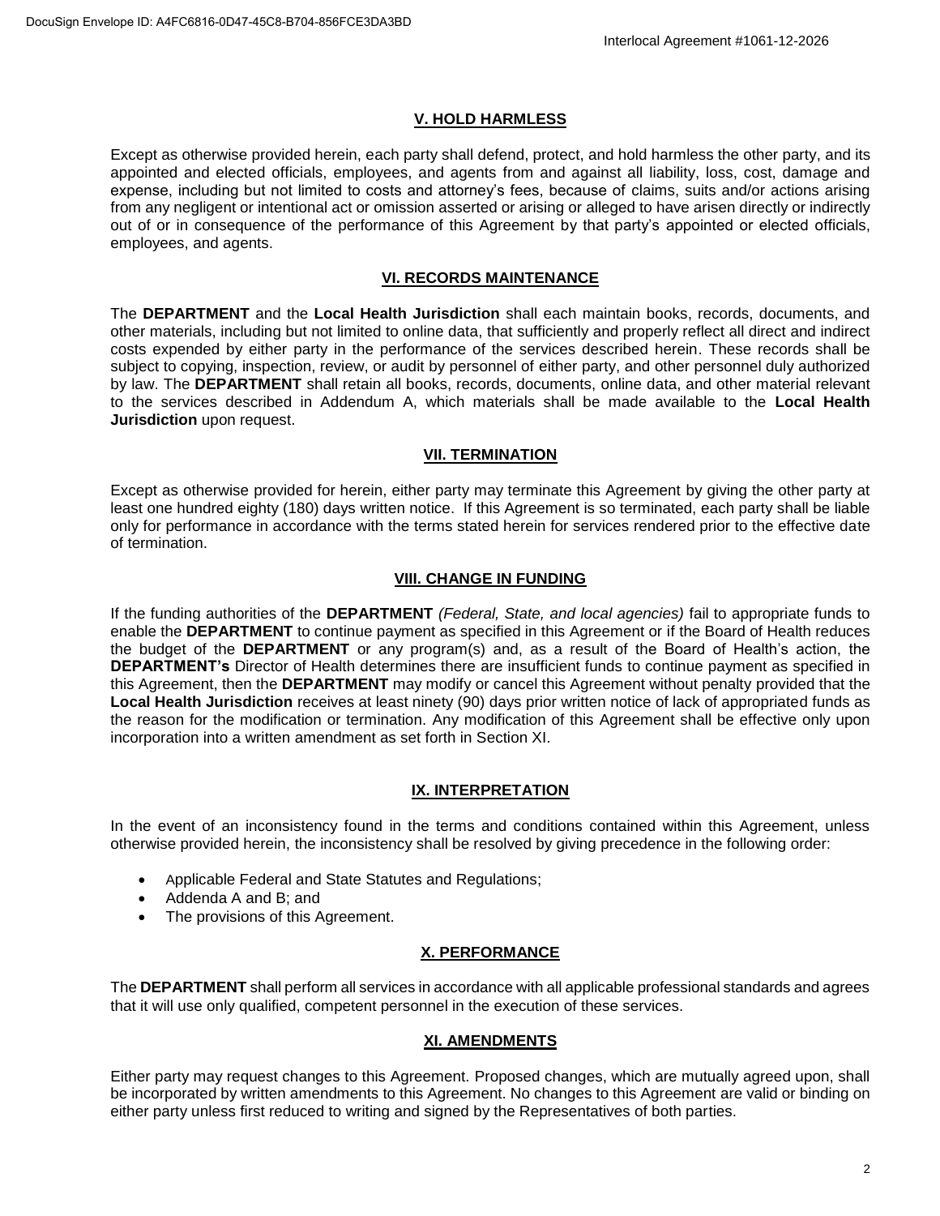## V. HOLD HARMLESS

Except as otherwise provided herein, each party shall defend, protect, and hold harmless the other party, and its appointed and elected officials, employees, and agents from and against all liability, loss, cost, damage and expense, including but not limited to costs and attorney's fees, because of claims, suits and/or actions arising from any negligent or intentional act or omission asserted or arising or alleged to have arisen directly or indirectly out of or in consequence of the performance of this Agreement by that party's appointed or elected officials, employees, and agents.

## VI. RECORDS MAINTENANCE

The **DEPARTMENT** and the **Local Health Jurisdiction** shall each maintain books, records, documents, and other materials, including but not limited to online data, that sufficiently and properly reflect all direct and indirect costs expended by either party in the performance of the services described herein. These records shall be subject to copying, inspection, review, or audit by personnel of either party, and other personnel duly authorized by law. The **DEPARTMENT** shall retain all books, records, documents, online data, and other material relevant to the services described in Addendum A, which materials shall be made available to the **Local Health Jurisdiction** upon request.

## VII. TERMINATION

Except as otherwise provided for herein, either party may terminate this Agreement by giving the other party at least one hundred eighty (180) days written notice. If this Agreement is so terminated, each party shall be liable only for performance in accordance with the terms stated herein for services rendered prior to the effective date of termination.

## VIII. CHANGE IN FUNDING

If the funding authorities of the **DEPARTMENT** *(Federal, State, and local agencies)* fail to appropriate funds to enable the **DEPARTMENT** to continue payment as specified in this Agreement or if the Board of Health reduces the budget of the **DEPARTMENT** or any program(s) and, as a result of the Board of Health's action, the **DEPARTMENT's** Director of Health determines there are insufficient funds to continue payment as specified in this Agreement, then the **DEPARTMENT** may modify or cancel this Agreement without penalty provided that the **Local Health Jurisdiction** receives at least ninety (90) days prior written notice of lack of appropriated funds as the reason for the modification or termination. Any modification of this Agreement shall be effective only upon incorporation into a written amendment as set forth in Section XI.

## IX. INTERPRETATION

In the event of an inconsistency found in the terms and conditions contained within this Agreement, unless otherwise provided herein, the inconsistency shall be resolved by giving precedence in the following order:

- Applicable Federal and State Statutes and Regulations;
- Addenda A and B; and
- The provisions of this Agreement.

## X. PERFORMANCE

The **DEPARTMENT** shall perform all services in accordance with all applicable professional standards and agrees that it will use only qualified, competent personnel in the execution of these services.

## XI. AMENDMENTS

Either party may request changes to this Agreement. Proposed changes, which are mutually agreed upon, shall be incorporated by written amendments to this Agreement. No changes to this Agreement are valid or binding on either party unless first reduced to writing and signed by the Representatives of both parties.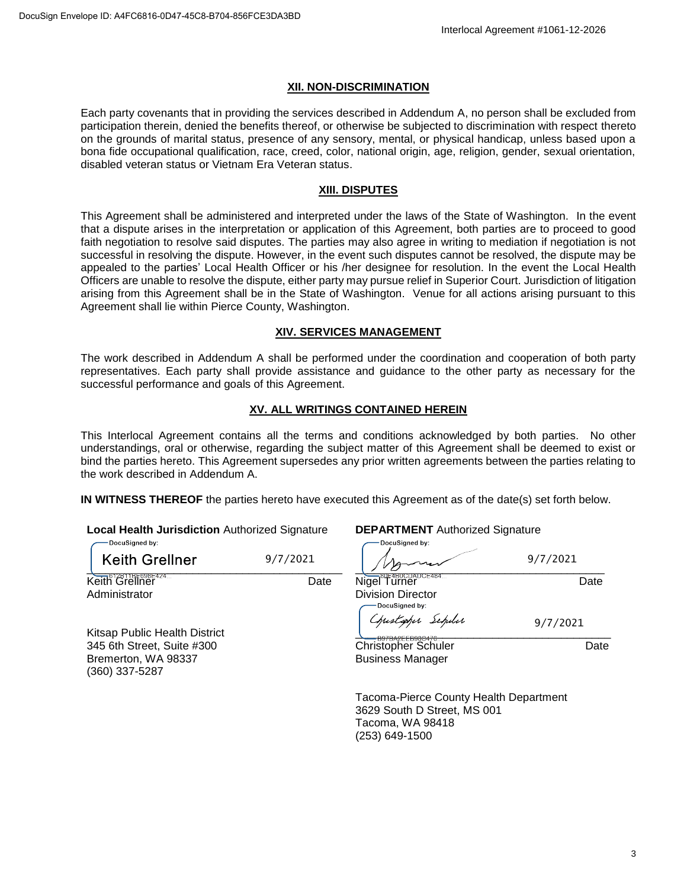## XII. NON-DISCRIMINATION

Each party covenants that in providing the services described in Addendum A, no person shall be excluded from participation therein, denied the benefits thereof, or otherwise be subjected to discrimination with respect thereto on the grounds of marital status, presence of any sensory, mental, or physical handicap, unless based upon a bona fide occupational qualification, race, creed, color, national origin, age, religion, gender, sexual orientation, disabled veteran status or Vietnam Era Veteran status.

## XIII. DISPUTES

This Agreement shall be administered and interpreted under the laws of the State of Washington. In the event that a dispute arises in the interpretation or application of this Agreement, both parties are to proceed to good faith negotiation to resolve said disputes. The parties may also agree in writing to mediation if negotiation is not successful in resolving the dispute. However, in the event such disputes cannot be resolved, the dispute may be appealed to the parties' Local Health Officer or his /her designee for resolution. In the event the Local Health Officers are unable to resolve the dispute, either party may pursue relief in Superior Court. Jurisdiction of litigation arising from this Agreement shall be in the State of Washington. Venue for all actions arising pursuant to this Agreement shall lie within Pierce County, Washington.

## XIV. SERVICES MANAGEMENT

The work described in Addendum A shall be performed under the coordination and cooperation of both party representatives. Each party shall provide assistance and guidance to the other party as necessary for the successful performance and goals of this Agreement.

## XV. ALL WRITINGS CONTAINED HEREIN

This Interlocal Agreement contains all the terms and conditions acknowledged by both parties. No other understandings, oral or otherwise, regarding the subject matter of this Agreement shall be deemed to exist or bind the parties hereto. This Agreement supersedes any prior written agreements between the parties relating to the work described in Addendum A.

**IN WITNESS THEREOF** the parties hereto have executed this Agreement as of the date(s) set forth below.

**Local Health Jurisdiction** Authorized Signature

DocuSigned by: Keith Grellner — 9/7/2021

Keith Grellner — Date
Administrator

Kitsap Public Health District
345 6th Street, Suite #300
Bremerton, WA 98337
(360) 337-5287

**DEPARTMENT** Authorized Signature

DocuSigned by: [signature] — 9/7/2021

Nigel Turner — Date
Division Director

DocuSigned by: Christopher Schuler — 9/7/2021

Christopher Schuler — Date
Business Manager

Tacoma-Pierce County Health Department
3629 South D Street, MS 001
Tacoma, WA 98418
(253) 649-1500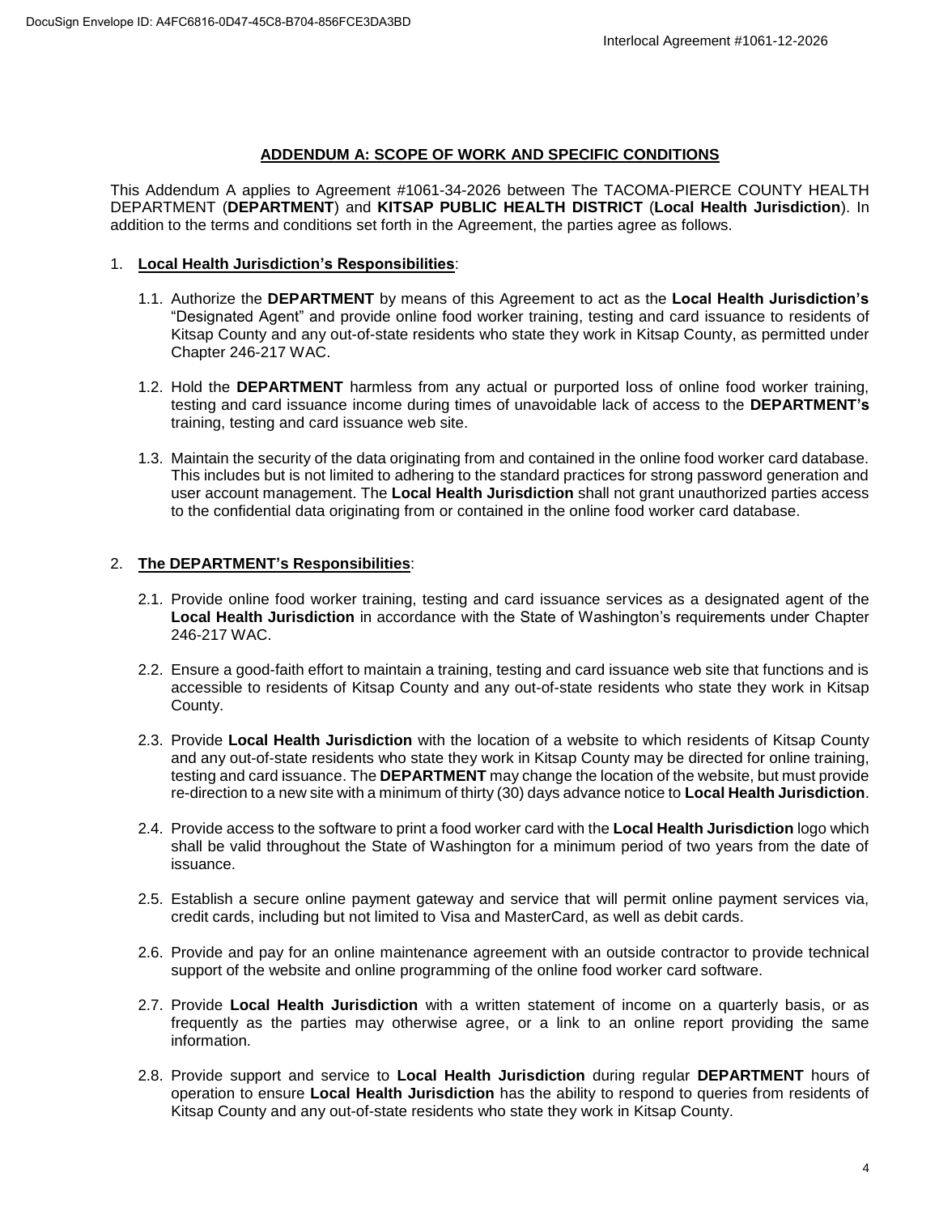## ADDENDUM A: SCOPE OF WORK AND SPECIFIC CONDITIONS

This Addendum A applies to Agreement #1061-34-2026 between The TACOMA-PIERCE COUNTY HEALTH DEPARTMENT (**DEPARTMENT**) and **KITSAP PUBLIC HEALTH DISTRICT** (**Local Health Jurisdiction**). In addition to the terms and conditions set forth in the Agreement, the parties agree as follows.

1. **Local Health Jurisdiction's Responsibilities**:

   1.1. Authorize the **DEPARTMENT** by means of this Agreement to act as the **Local Health Jurisdiction's** "Designated Agent" and provide online food worker training, testing and card issuance to residents of Kitsap County and any out-of-state residents who state they work in Kitsap County, as permitted under Chapter 246-217 WAC.

   1.2. Hold the **DEPARTMENT** harmless from any actual or purported loss of online food worker training, testing and card issuance income during times of unavoidable lack of access to the **DEPARTMENT's** training, testing and card issuance web site.

   1.3. Maintain the security of the data originating from and contained in the online food worker card database. This includes but is not limited to adhering to the standard practices for strong password generation and user account management. The **Local Health Jurisdiction** shall not grant unauthorized parties access to the confidential data originating from or contained in the online food worker card database.

2. **The DEPARTMENT's Responsibilities**:

   2.1. Provide online food worker training, testing and card issuance services as a designated agent of the **Local Health Jurisdiction** in accordance with the State of Washington's requirements under Chapter 246-217 WAC.

   2.2. Ensure a good-faith effort to maintain a training, testing and card issuance web site that functions and is accessible to residents of Kitsap County and any out-of-state residents who state they work in Kitsap County.

   2.3. Provide **Local Health Jurisdiction** with the location of a website to which residents of Kitsap County and any out-of-state residents who state they work in Kitsap County may be directed for online training, testing and card issuance. The **DEPARTMENT** may change the location of the website, but must provide re-direction to a new site with a minimum of thirty (30) days advance notice to **Local Health Jurisdiction**.

   2.4. Provide access to the software to print a food worker card with the **Local Health Jurisdiction** logo which shall be valid throughout the State of Washington for a minimum period of two years from the date of issuance.

   2.5. Establish a secure online payment gateway and service that will permit online payment services via, credit cards, including but not limited to Visa and MasterCard, as well as debit cards.

   2.6. Provide and pay for an online maintenance agreement with an outside contractor to provide technical support of the website and online programming of the online food worker card software.

   2.7. Provide **Local Health Jurisdiction** with a written statement of income on a quarterly basis, or as frequently as the parties may otherwise agree, or a link to an online report providing the same information.

   2.8. Provide support and service to **Local Health Jurisdiction** during regular **DEPARTMENT** hours of operation to ensure **Local Health Jurisdiction** has the ability to respond to queries from residents of Kitsap County and any out-of-state residents who state they work in Kitsap County.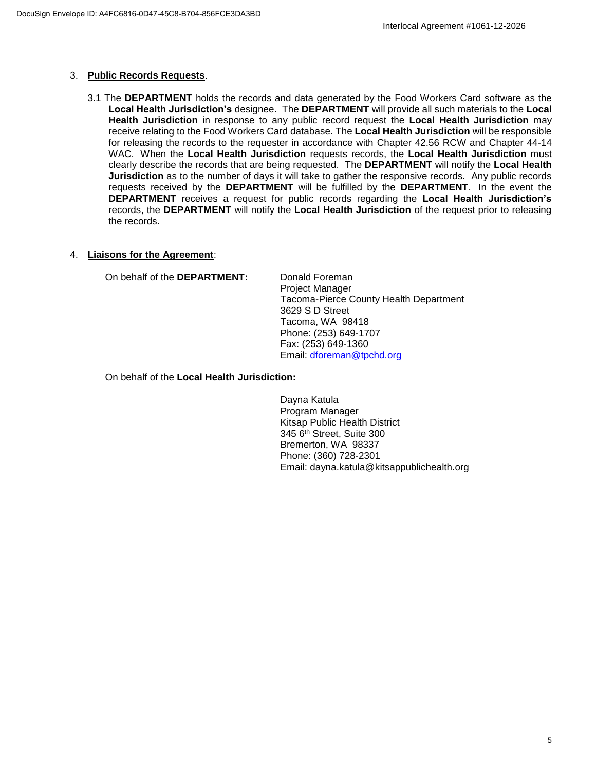3. **Public Records Requests**.

   3.1 The **DEPARTMENT** holds the records and data generated by the Food Workers Card software as the **Local Health Jurisdiction's** designee. The **DEPARTMENT** will provide all such materials to the **Local Health Jurisdiction** in response to any public record request the **Local Health Jurisdiction** may receive relating to the Food Workers Card database. The **Local Health Jurisdiction** will be responsible for releasing the records to the requester in accordance with Chapter 42.56 RCW and Chapter 44-14 WAC. When the **Local Health Jurisdiction** requests records, the **Local Health Jurisdiction** must clearly describe the records that are being requested. The **DEPARTMENT** will notify the **Local Health Jurisdiction** as to the number of days it will take to gather the responsive records. Any public records requests received by the **DEPARTMENT** will be fulfilled by the **DEPARTMENT**. In the event the **DEPARTMENT** receives a request for public records regarding the **Local Health Jurisdiction's** records, the **DEPARTMENT** will notify the **Local Health Jurisdiction** of the request prior to releasing the records.

4. **Liaisons for the Agreement**:

   On behalf of the **DEPARTMENT:**

   Donald Foreman
   Project Manager
   Tacoma-Pierce County Health Department
   3629 S D Street
   Tacoma, WA 98418
   Phone: (253) 649-1707
   Fax: (253) 649-1360
   Email: dforeman@tpchd.org

   On behalf of the **Local Health Jurisdiction:**

   Dayna Katula
   Program Manager
   Kitsap Public Health District
   345 6th Street, Suite 300
   Bremerton, WA 98337
   Phone: (360) 728-2301
   Email: dayna.katula@kitsappublichealth.org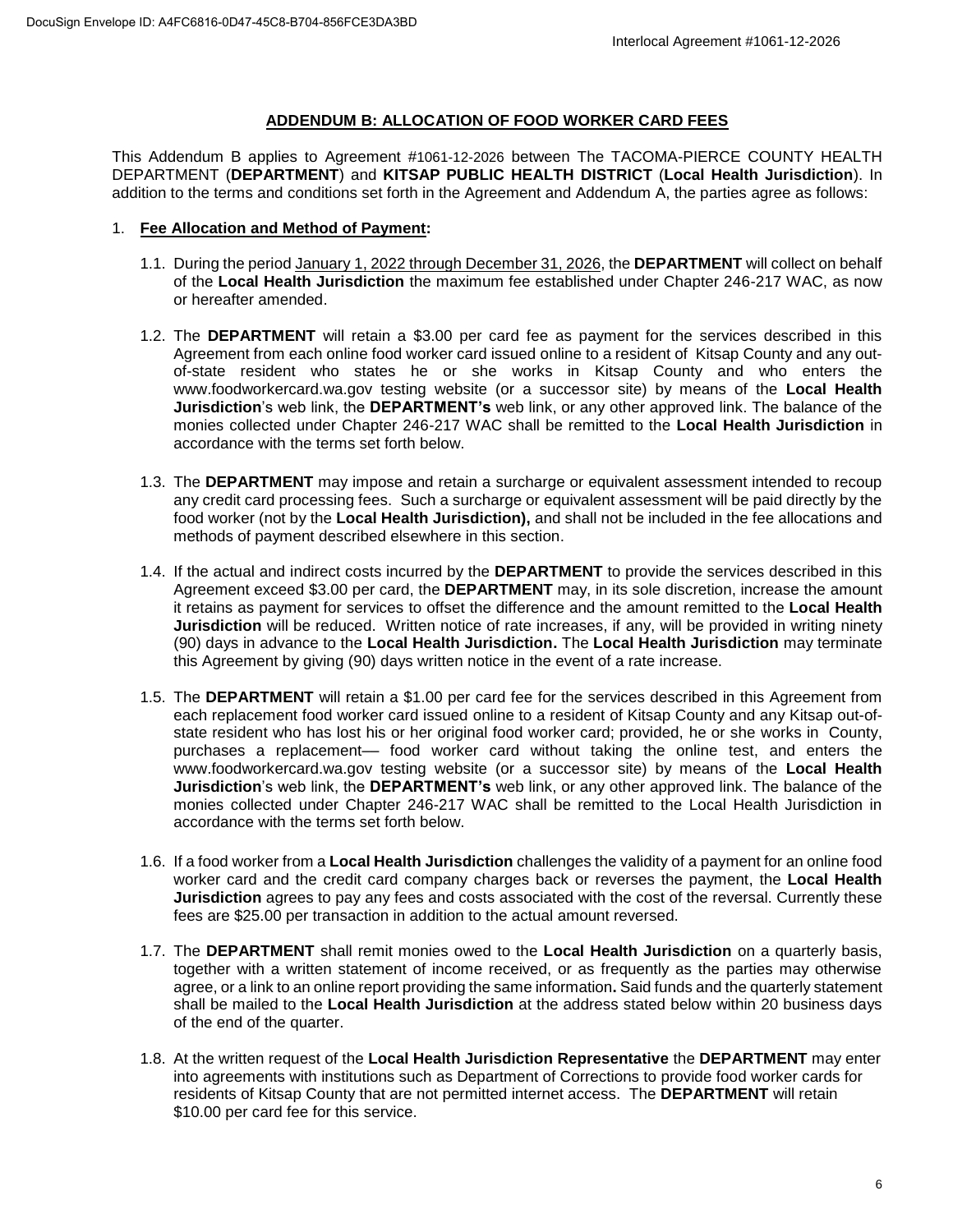## ADDENDUM B: ALLOCATION OF FOOD WORKER CARD FEES

This Addendum B applies to Agreement #1061-12-2026 between The TACOMA-PIERCE COUNTY HEALTH DEPARTMENT (**DEPARTMENT**) and **KITSAP PUBLIC HEALTH DISTRICT** (**Local Health Jurisdiction**). In addition to the terms and conditions set forth in the Agreement and Addendum A, the parties agree as follows:

1. **Fee Allocation and Method of Payment:**

   1.1. During the period January 1, 2022 through December 31, 2026, the **DEPARTMENT** will collect on behalf of the **Local Health Jurisdiction** the maximum fee established under Chapter 246-217 WAC, as now or hereafter amended.

   1.2. The **DEPARTMENT** will retain a $3.00 per card fee as payment for the services described in this Agreement from each online food worker card issued online to a resident of Kitsap County and any out-of-state resident who states he or she works in Kitsap County and who enters the www.foodworkercard.wa.gov testing website (or a successor site) by means of the **Local Health Jurisdiction**'s web link, the **DEPARTMENT's** web link, or any other approved link. The balance of the monies collected under Chapter 246-217 WAC shall be remitted to the **Local Health Jurisdiction** in accordance with the terms set forth below.

   1.3. The **DEPARTMENT** may impose and retain a surcharge or equivalent assessment intended to recoup any credit card processing fees. Such a surcharge or equivalent assessment will be paid directly by the food worker (not by the **Local Health Jurisdiction),** and shall not be included in the fee allocations and methods of payment described elsewhere in this section.

   1.4. If the actual and indirect costs incurred by the **DEPARTMENT** to provide the services described in this Agreement exceed $3.00 per card, the **DEPARTMENT** may, in its sole discretion, increase the amount it retains as payment for services to offset the difference and the amount remitted to the **Local Health Jurisdiction** will be reduced. Written notice of rate increases, if any, will be provided in writing ninety (90) days in advance to the **Local Health Jurisdiction.** The **Local Health Jurisdiction** may terminate this Agreement by giving (90) days written notice in the event of a rate increase.

   1.5. The **DEPARTMENT** will retain a $1.00 per card fee for the services described in this Agreement from each replacement food worker card issued online to a resident of Kitsap County and any Kitsap out-of-state resident who has lost his or her original food worker card; provided, he or she works in County, purchases a replacement— food worker card without taking the online test, and enters the www.foodworkercard.wa.gov testing website (or a successor site) by means of the **Local Health Jurisdiction**'s web link, the **DEPARTMENT's** web link, or any other approved link. The balance of the monies collected under Chapter 246-217 WAC shall be remitted to the Local Health Jurisdiction in accordance with the terms set forth below.

   1.6. If a food worker from a **Local Health Jurisdiction** challenges the validity of a payment for an online food worker card and the credit card company charges back or reverses the payment, the **Local Health Jurisdiction** agrees to pay any fees and costs associated with the cost of the reversal. Currently these fees are $25.00 per transaction in addition to the actual amount reversed.

   1.7. The **DEPARTMENT** shall remit monies owed to the **Local Health Jurisdiction** on a quarterly basis, together with a written statement of income received, or as frequently as the parties may otherwise agree, or a link to an online report providing the same information**.** Said funds and the quarterly statement shall be mailed to the **Local Health Jurisdiction** at the address stated below within 20 business days of the end of the quarter.

   1.8. At the written request of the **Local Health Jurisdiction Representative** the **DEPARTMENT** may enter into agreements with institutions such as Department of Corrections to provide food worker cards for residents of Kitsap County that are not permitted internet access. The **DEPARTMENT** will retain $10.00 per card fee for this service.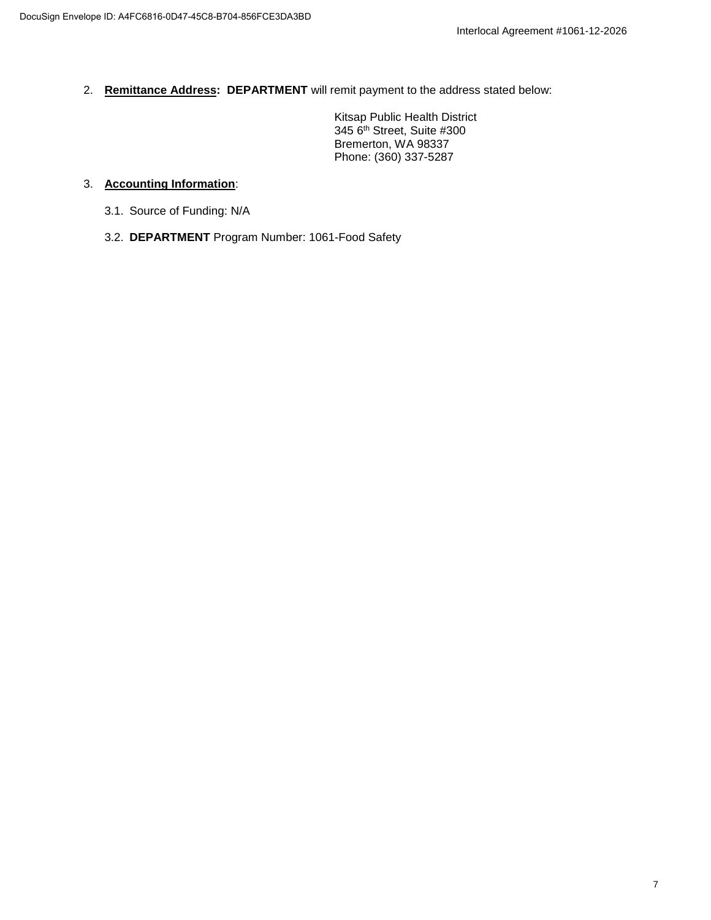2. **Remittance Address: DEPARTMENT** will remit payment to the address stated below:

   Kitsap Public Health District
   345 6th Street, Suite #300
   Bremerton, WA 98337
   Phone: (360) 337-5287

3. **Accounting Information**:

   3.1. Source of Funding: N/A

   3.2. **DEPARTMENT** Program Number: 1061-Food Safety